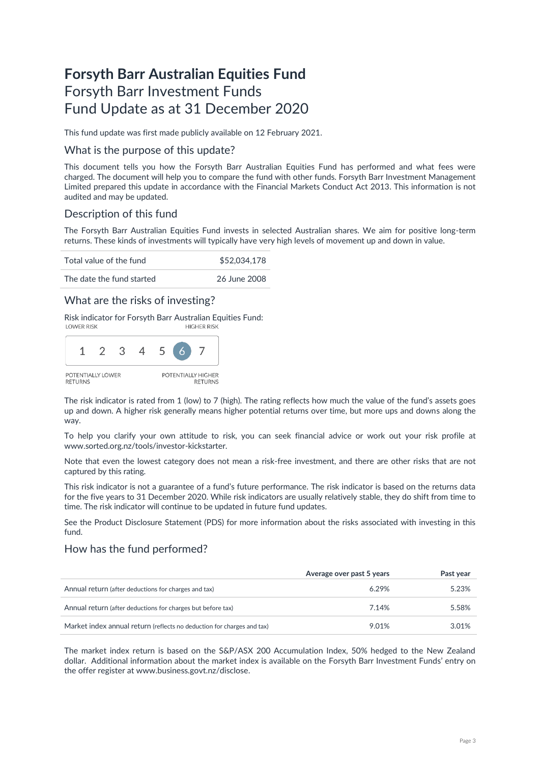# Forsyth Barr Australian Equities Fund

Forsyth Barr Investment Funds

Fund Update as at 31 December 2020

This fund update was first made publicly available on 12 February 2021.

## What is the purpose of this update?

This document tells you how the Forsyth Barr Australian Equities Fund has performed and what fees were charged. The document will help you to compare the fund with other funds. Forsyth Barr Investment Management Limited prepared this update in accordance with the Financial Markets Conduct Act 2013. This information is not audited and may be updated.

## Description of this fund

The Forsyth Barr Australian Equities Fund invests in selected Australian shares. We aim for positive long-term returns. These kinds of investments will typically have very high levels of movement up and down in value.

| | |
|---|---|
| Total value of the fund | $52,034,178 |
| The date the fund started | 26 June 2008 |

## What are the risks of investing?

Risk indicator for Forsyth Barr Australian Equities Fund:

LOWER RISK — HIGHER RISK

1 2 3 4 5 **6** 7

POTENTIALLY LOWER RETURNS — POTENTIALLY HIGHER RETURNS

The risk indicator is rated from 1 (low) to 7 (high). The rating reflects how much the value of the fund's assets goes up and down. A higher risk generally means higher potential returns over time, but more ups and downs along the way.

To help you clarify your own attitude to risk, you can seek financial advice or work out your risk profile at www.sorted.org.nz/tools/investor-kickstarter.

Note that even the lowest category does not mean a risk-free investment, and there are other risks that are not captured by this rating.

This risk indicator is not a guarantee of a fund's future performance. The risk indicator is based on the returns data for the five years to 31 December 2020. While risk indicators are usually relatively stable, they do shift from time to time. The risk indicator will continue to be updated in future fund updates.

See the Product Disclosure Statement (PDS) for more information about the risks associated with investing in this fund.

## How has the fund performed?

| | Average over past 5 years | Past year |
|---|---|---|
| Annual return (after deductions for charges and tax) | 6.29% | 5.23% |
| Annual return (after deductions for charges but before tax) | 7.14% | 5.58% |
| Market index annual return (reflects no deduction for charges and tax) | 9.01% | 3.01% |

The market index return is based on the S&P/ASX 200 Accumulation Index, 50% hedged to the New Zealand dollar. Additional information about the market index is available on the Forsyth Barr Investment Funds' entry on the offer register at www.business.govt.nz/disclose.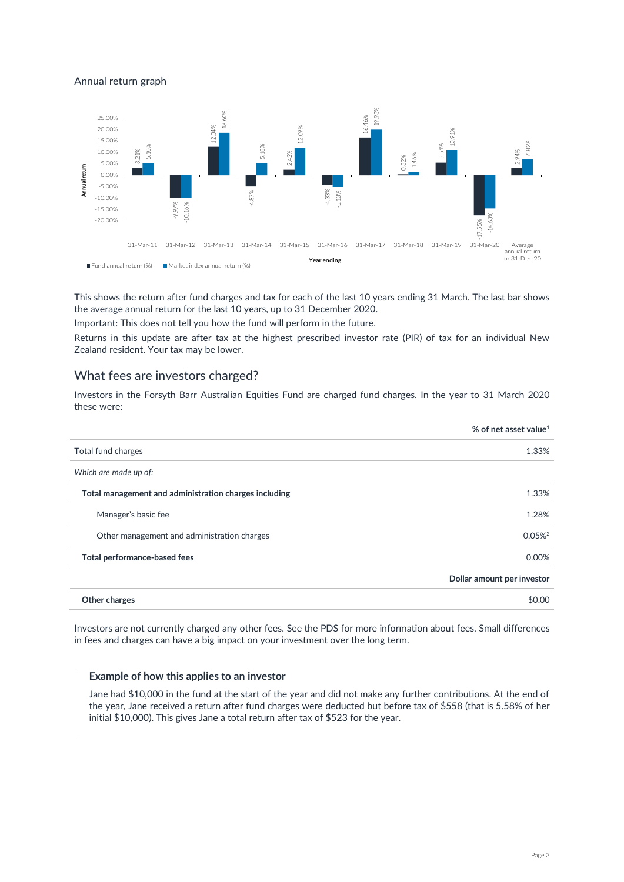Annual return graph

| Year ending | Fund annual return (%) | Market index annual return (%) |
|---|---|---|
| 31-Mar-11 | 3.21% | 5.10% |
| 31-Mar-12 | -9.97% | -10.16% |
| 31-Mar-13 | 12.34% | 18.60% |
| 31-Mar-14 | -4.87% | 5.18% |
| 31-Mar-15 | 2.42% | 12.09% |
| 31-Mar-16 | -4.33% | -5.13% |
| 31-Mar-17 | 16.46% | 19.93% |
| 31-Mar-18 | 0.32% | 1.46% |
| 31-Mar-19 | 5.51% | 10.91% |
| 31-Mar-20 | -17.55% | -14.63% |
| Average annual return to 31-Dec-20 | 2.94% | 6.82% |

This shows the return after fund charges and tax for each of the last 10 years ending 31 March. The last bar shows the average annual return for the last 10 years, up to 31 December 2020.

Important: This does not tell you how the fund will perform in the future.

Returns in this update are after tax at the highest prescribed investor rate (PIR) of tax for an individual New Zealand resident. Your tax may be lower.

## What fees are investors charged?

Investors in the Forsyth Barr Australian Equities Fund are charged fund charges. In the year to 31 March 2020 these were:

| | % of net asset value[1] |
|---|---|
| Total fund charges | 1.33% |
| *Which are made up of:* | |
| **Total management and administration charges including** | 1.33% |
| Manager's basic fee | 1.28% |
| Other management and administration charges | 0.05%[2] |
| **Total performance-based fees** | 0.00% |
| | **Dollar amount per investor** |
| **Other charges** | $0.00 |

Investors are not currently charged any other fees. See the PDS for more information about fees. Small differences in fees and charges can have a big impact on your investment over the long term.

### Example of how this applies to an investor

Jane had $10,000 in the fund at the start of the year and did not make any further contributions. At the end of the year, Jane received a return after fund charges were deducted but before tax of $558 (that is 5.58% of her initial $10,000). This gives Jane a total return after tax of $523 for the year.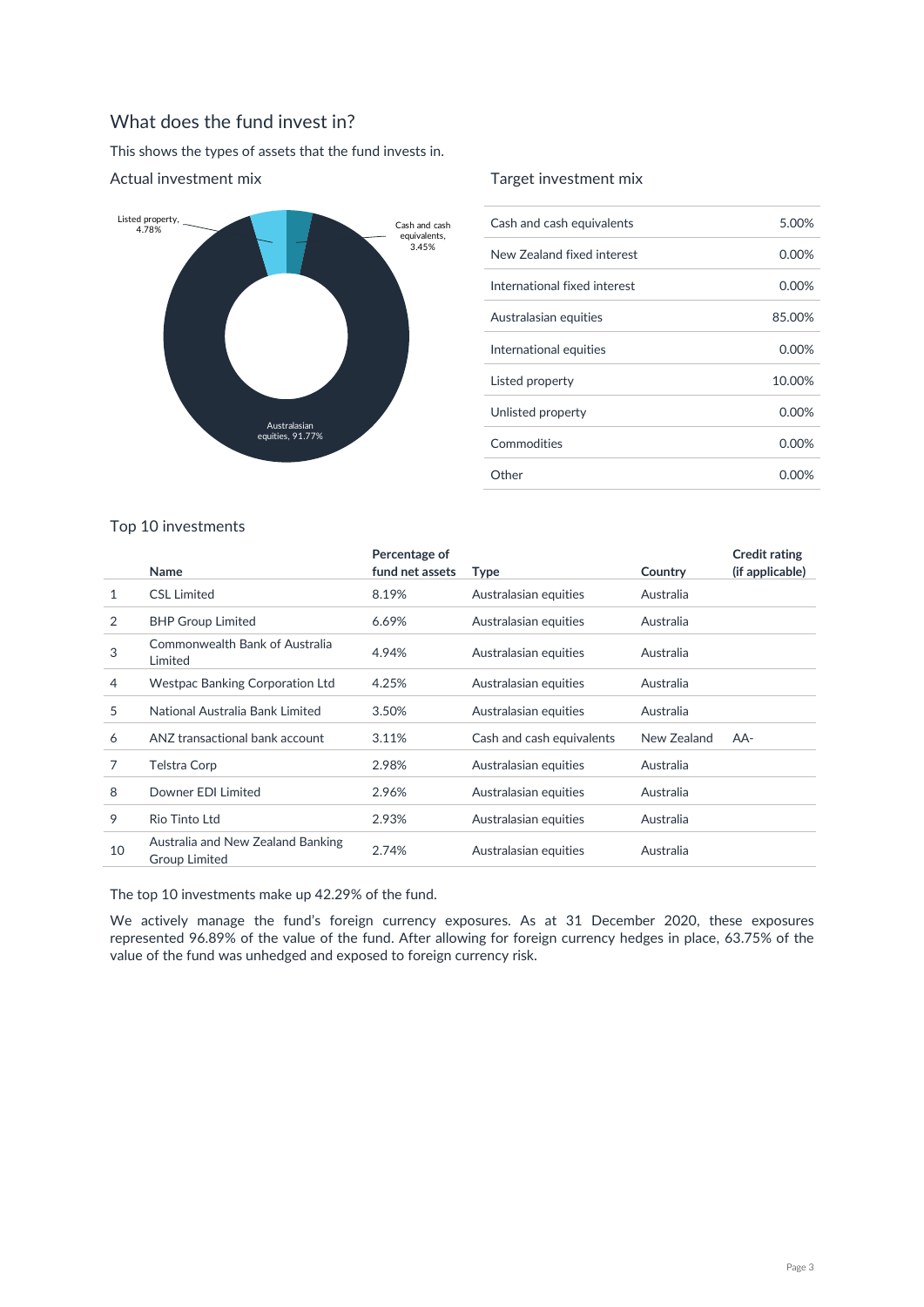## What does the fund invest in?

This shows the types of assets that the fund invests in.

### Actual investment mix

Listed property, 4.78%

Cash and cash equivalents, 3.45%

Australasian equities, 91.77%

### Target investment mix

| Asset class | Target |
|---|---|
| Cash and cash equivalents | 5.00% |
| New Zealand fixed interest | 0.00% |
| International fixed interest | 0.00% |
| Australasian equities | 85.00% |
| International equities | 0.00% |
| Listed property | 10.00% |
| Unlisted property | 0.00% |
| Commodities | 0.00% |
| Other | 0.00% |

### Top 10 investments

| | Name | Percentage of fund net assets | Type | Country | Credit rating (if applicable) |
|---|---|---|---|---|---|
| 1 | CSL Limited | 8.19% | Australasian equities | Australia | |
| 2 | BHP Group Limited | 6.69% | Australasian equities | Australia | |
| 3 | Commonwealth Bank of Australia Limited | 4.94% | Australasian equities | Australia | |
| 4 | Westpac Banking Corporation Ltd | 4.25% | Australasian equities | Australia | |
| 5 | National Australia Bank Limited | 3.50% | Australasian equities | Australia | |
| 6 | ANZ transactional bank account | 3.11% | Cash and cash equivalents | New Zealand | AA- |
| 7 | Telstra Corp | 2.98% | Australasian equities | Australia | |
| 8 | Downer EDI Limited | 2.96% | Australasian equities | Australia | |
| 9 | Rio Tinto Ltd | 2.93% | Australasian equities | Australia | |
| 10 | Australia and New Zealand Banking Group Limited | 2.74% | Australasian equities | Australia | |

The top 10 investments make up 42.29% of the fund.

We actively manage the fund's foreign currency exposures. As at 31 December 2020, these exposures represented 96.89% of the value of the fund. After allowing for foreign currency hedges in place, 63.75% of the value of the fund was unhedged and exposed to foreign currency risk.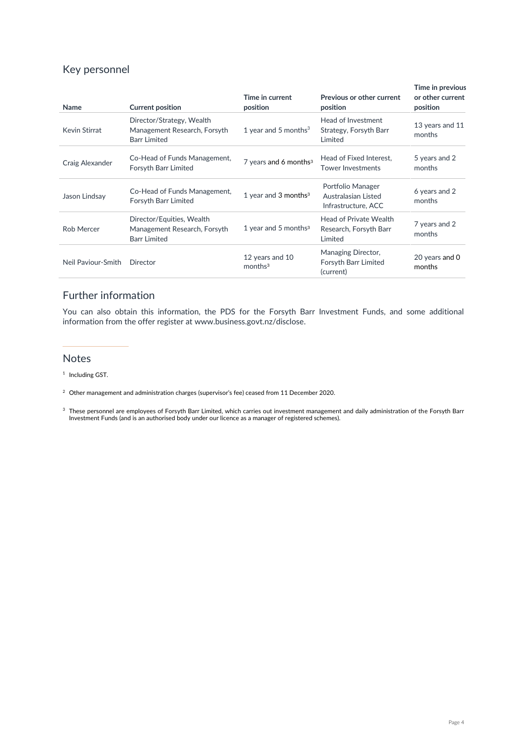## Key personnel

| Name | Current position | Time in current position | Previous or other current position | Time in previous or other current position |
|---|---|---|---|---|
| Kevin Stirrat | Director/Strategy, Wealth Management Research, Forsyth Barr Limited | 1 year and 5 months[3] | Head of Investment Strategy, Forsyth Barr Limited | 13 years and 11 months |
| Craig Alexander | Co-Head of Funds Management, Forsyth Barr Limited | 7 years and 6 months[3] | Head of Fixed Interest, Tower Investments | 5 years and 2 months |
| Jason Lindsay | Co-Head of Funds Management, Forsyth Barr Limited | 1 year and 3 months[3] | Portfolio Manager Australasian Listed Infrastructure, ACC | 6 years and 2 months |
| Rob Mercer | Director/Equities, Wealth Management Research, Forsyth Barr Limited | 1 year and 5 months[3] | Head of Private Wealth Research, Forsyth Barr Limited | 7 years and 2 months |
| Neil Paviour-Smith | Director | 12 years and 10 months[3] | Managing Director, Forsyth Barr Limited (current) | 20 years and 0 months |

## Further information

You can also obtain this information, the PDS for the Forsyth Barr Investment Funds, and some additional information from the offer register at www.business.govt.nz/disclose.

## Notes

[1] Including GST.

[2] Other management and administration charges (supervisor's fee) ceased from 11 December 2020.

[3] These personnel are employees of Forsyth Barr Limited, which carries out investment management and daily administration of the Forsyth Barr Investment Funds (and is an authorised body under our licence as a manager of registered schemes).